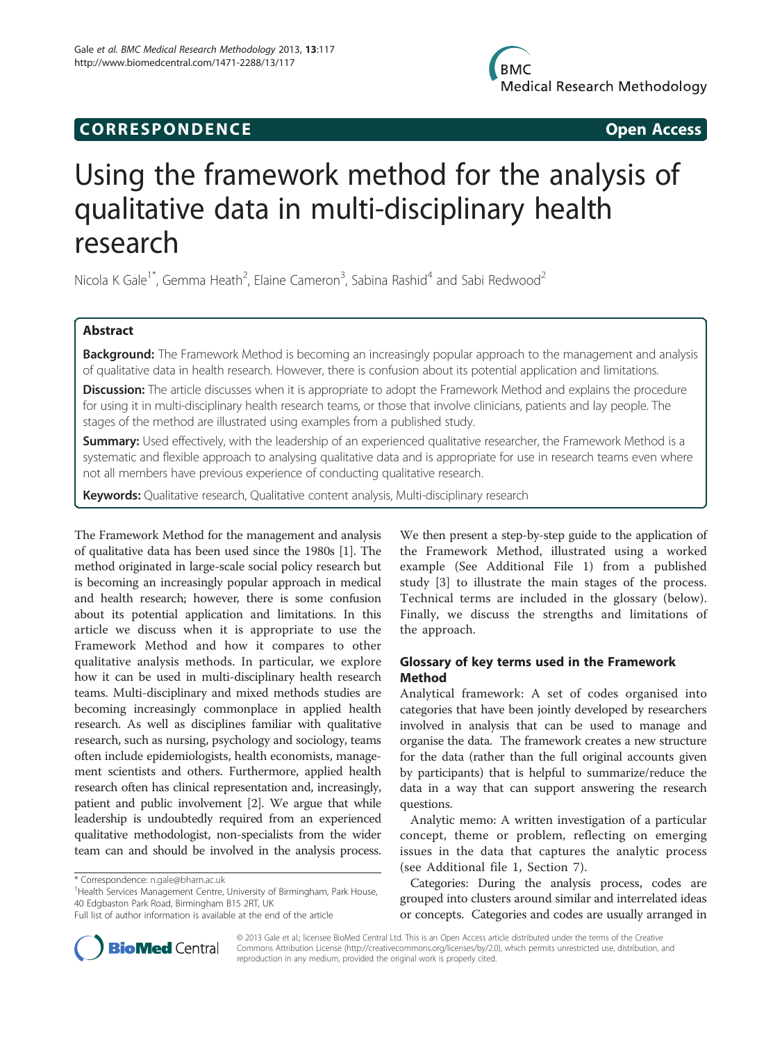**CORRESPONDENCE** **Open Access**

# Using the framework method for the analysis of qualitative data in multi-disciplinary health research

Nicola K Gale[1*], Gemma Heath[2], Elaine Cameron[3], Sabina Rashid[4] and Sabi Redwood[2]

## Abstract

**Background:** The Framework Method is becoming an increasingly popular approach to the management and analysis of qualitative data in health research. However, there is confusion about its potential application and limitations.

**Discussion:** The article discusses when it is appropriate to adopt the Framework Method and explains the procedure for using it in multi-disciplinary health research teams, or those that involve clinicians, patients and lay people. The stages of the method are illustrated using examples from a published study.

**Summary:** Used effectively, with the leadership of an experienced qualitative researcher, the Framework Method is a systematic and flexible approach to analysing qualitative data and is appropriate for use in research teams even where not all members have previous experience of conducting qualitative research.

**Keywords:** Qualitative research, Qualitative content analysis, Multi-disciplinary research

The Framework Method for the management and analysis of qualitative data has been used since the 1980s [1]. The method originated in large-scale social policy research but is becoming an increasingly popular approach in medical and health research; however, there is some confusion about its potential application and limitations. In this article we discuss when it is appropriate to use the Framework Method and how it compares to other qualitative analysis methods. In particular, we explore how it can be used in multi-disciplinary health research teams. Multi-disciplinary and mixed methods studies are becoming increasingly commonplace in applied health research. As well as disciplines familiar with qualitative research, such as nursing, psychology and sociology, teams often include epidemiologists, health economists, management scientists and others. Furthermore, applied health research often has clinical representation and, increasingly, patient and public involvement [2]. We argue that while leadership is undoubtedly required from an experienced qualitative methodologist, non-specialists from the wider team can and should be involved in the analysis process. We then present a step-by-step guide to the application of the Framework Method, illustrated using a worked example (See Additional File 1) from a published study [3] to illustrate the main stages of the process. Technical terms are included in the glossary (below). Finally, we discuss the strengths and limitations of the approach.

## Glossary of key terms used in the Framework Method

Analytical framework: A set of codes organised into categories that have been jointly developed by researchers involved in analysis that can be used to manage and organise the data. The framework creates a new structure for the data (rather than the full original accounts given by participants) that is helpful to summarize/reduce the data in a way that can support answering the research questions.

Analytic memo: A written investigation of a particular concept, theme or problem, reflecting on emerging issues in the data that captures the analytic process (see Additional file 1, Section 7).

Categories: During the analysis process, codes are grouped into clusters around similar and interrelated ideas or concepts. Categories and codes are usually arranged in

\* Correspondence: n.gale@bham.ac.uk
[1]Health Services Management Centre, University of Birmingham, Park House, 40 Edgbaston Park Road, Birmingham B15 2RT, UK
Full list of author information is available at the end of the article

© 2013 Gale et al.; licensee BioMed Central Ltd. This is an Open Access article distributed under the terms of the Creative Commons Attribution License (http://creativecommons.org/licenses/by/2.0), which permits unrestricted use, distribution, and reproduction in any medium, provided the original work is properly cited.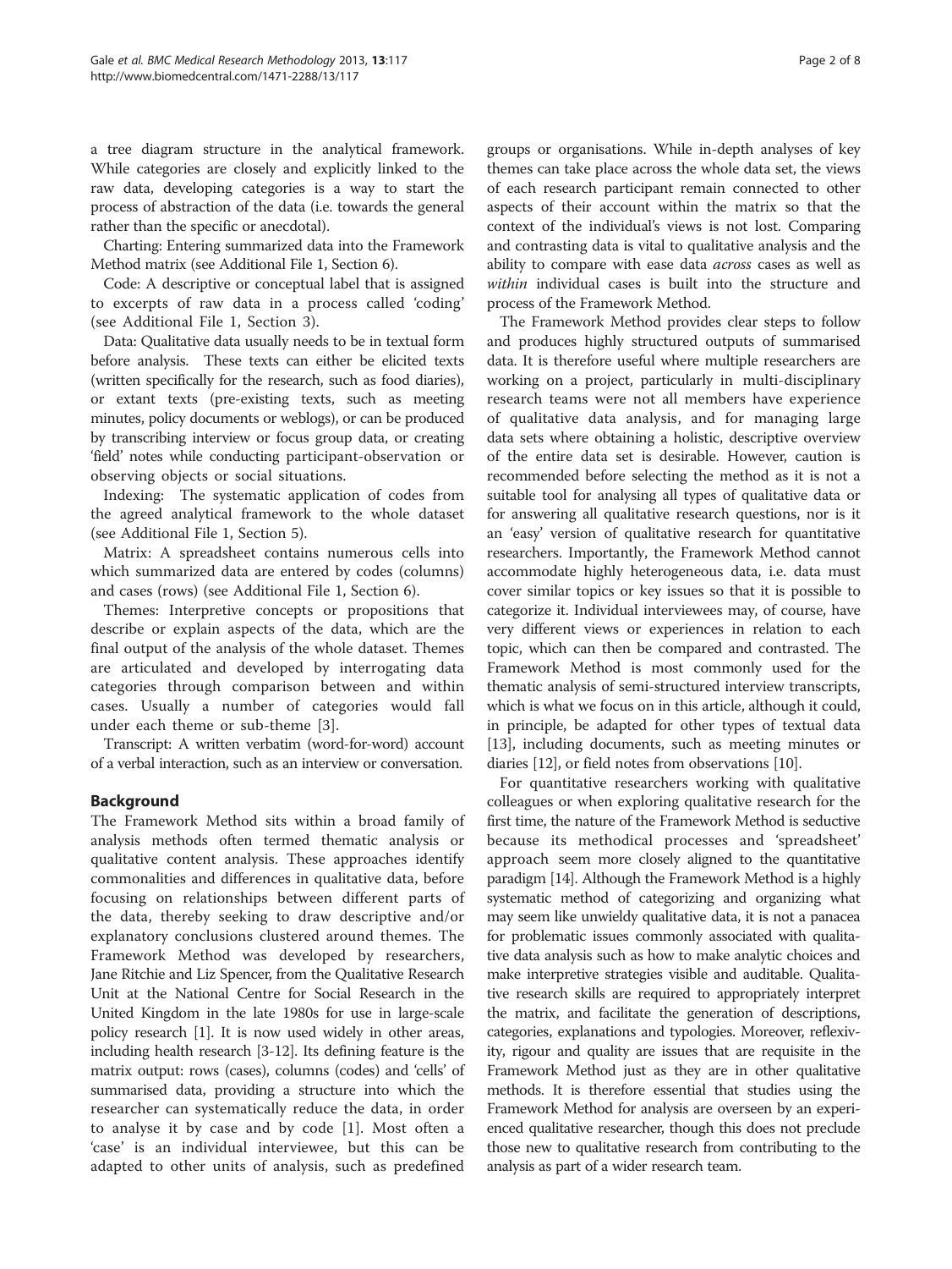a tree diagram structure in the analytical framework. While categories are closely and explicitly linked to the raw data, developing categories is a way to start the process of abstraction of the data (i.e. towards the general rather than the specific or anecdotal).

Charting: Entering summarized data into the Framework Method matrix (see Additional File 1, Section 6).

Code: A descriptive or conceptual label that is assigned to excerpts of raw data in a process called 'coding' (see Additional File 1, Section 3).

Data: Qualitative data usually needs to be in textual form before analysis. These texts can either be elicited texts (written specifically for the research, such as food diaries), or extant texts (pre-existing texts, such as meeting minutes, policy documents or weblogs), or can be produced by transcribing interview or focus group data, or creating 'field' notes while conducting participant-observation or observing objects or social situations.

Indexing: The systematic application of codes from the agreed analytical framework to the whole dataset (see Additional File 1, Section 5).

Matrix: A spreadsheet contains numerous cells into which summarized data are entered by codes (columns) and cases (rows) (see Additional File 1, Section 6).

Themes: Interpretive concepts or propositions that describe or explain aspects of the data, which are the final output of the analysis of the whole dataset. Themes are articulated and developed by interrogating data categories through comparison between and within cases. Usually a number of categories would fall under each theme or sub-theme [3].

Transcript: A written verbatim (word-for-word) account of a verbal interaction, such as an interview or conversation.

## Background

The Framework Method sits within a broad family of analysis methods often termed thematic analysis or qualitative content analysis. These approaches identify commonalities and differences in qualitative data, before focusing on relationships between different parts of the data, thereby seeking to draw descriptive and/or explanatory conclusions clustered around themes. The Framework Method was developed by researchers, Jane Ritchie and Liz Spencer, from the Qualitative Research Unit at the National Centre for Social Research in the United Kingdom in the late 1980s for use in large-scale policy research [1]. It is now used widely in other areas, including health research [3-12]. Its defining feature is the matrix output: rows (cases), columns (codes) and 'cells' of summarised data, providing a structure into which the researcher can systematically reduce the data, in order to analyse it by case and by code [1]. Most often a 'case' is an individual interviewee, but this can be adapted to other units of analysis, such as predefined groups or organisations. While in-depth analyses of key themes can take place across the whole data set, the views of each research participant remain connected to other aspects of their account within the matrix so that the context of the individual's views is not lost. Comparing and contrasting data is vital to qualitative analysis and the ability to compare with ease data *across* cases as well as *within* individual cases is built into the structure and process of the Framework Method.

The Framework Method provides clear steps to follow and produces highly structured outputs of summarised data. It is therefore useful where multiple researchers are working on a project, particularly in multi-disciplinary research teams were not all members have experience of qualitative data analysis, and for managing large data sets where obtaining a holistic, descriptive overview of the entire data set is desirable. However, caution is recommended before selecting the method as it is not a suitable tool for analysing all types of qualitative data or for answering all qualitative research questions, nor is it an 'easy' version of qualitative research for quantitative researchers. Importantly, the Framework Method cannot accommodate highly heterogeneous data, i.e. data must cover similar topics or key issues so that it is possible to categorize it. Individual interviewees may, of course, have very different views or experiences in relation to each topic, which can then be compared and contrasted. The Framework Method is most commonly used for the thematic analysis of semi-structured interview transcripts, which is what we focus on in this article, although it could, in principle, be adapted for other types of textual data [13], including documents, such as meeting minutes or diaries [12], or field notes from observations [10].

For quantitative researchers working with qualitative colleagues or when exploring qualitative research for the first time, the nature of the Framework Method is seductive because its methodical processes and 'spreadsheet' approach seem more closely aligned to the quantitative paradigm [14]. Although the Framework Method is a highly systematic method of categorizing and organizing what may seem like unwieldy qualitative data, it is not a panacea for problematic issues commonly associated with qualitative data analysis such as how to make analytic choices and make interpretive strategies visible and auditable. Qualitative research skills are required to appropriately interpret the matrix, and facilitate the generation of descriptions, categories, explanations and typologies. Moreover, reflexivity, rigour and quality are issues that are requisite in the Framework Method just as they are in other qualitative methods. It is therefore essential that studies using the Framework Method for analysis are overseen by an experienced qualitative researcher, though this does not preclude those new to qualitative research from contributing to the analysis as part of a wider research team.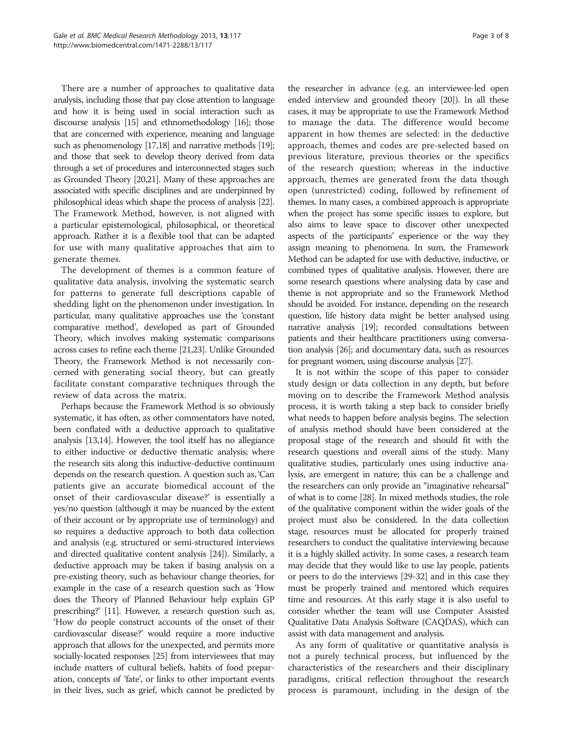There are a number of approaches to qualitative data analysis, including those that pay close attention to language and how it is being used in social interaction such as discourse analysis [15] and ethnomethodology [16]; those that are concerned with experience, meaning and language such as phenomenology [17,18] and narrative methods [19]; and those that seek to develop theory derived from data through a set of procedures and interconnected stages such as Grounded Theory [20,21]. Many of these approaches are associated with specific disciplines and are underpinned by philosophical ideas which shape the process of analysis [22]. The Framework Method, however, is not aligned with a particular epistemological, philosophical, or theoretical approach. Rather it is a flexible tool that can be adapted for use with many qualitative approaches that aim to generate themes.

The development of themes is a common feature of qualitative data analysis, involving the systematic search for patterns to generate full descriptions capable of shedding light on the phenomenon under investigation. In particular, many qualitative approaches use the 'constant comparative method', developed as part of Grounded Theory, which involves making systematic comparisons across cases to refine each theme [21,23]. Unlike Grounded Theory, the Framework Method is not necessarily concerned with generating social theory, but can greatly facilitate constant comparative techniques through the review of data across the matrix.

Perhaps because the Framework Method is so obviously systematic, it has often, as other commentators have noted, been conflated with a deductive approach to qualitative analysis [13,14]. However, the tool itself has no allegiance to either inductive or deductive thematic analysis; where the research sits along this inductive-deductive continuum depends on the research question. A question such as, 'Can patients give an accurate biomedical account of the onset of their cardiovascular disease?' is essentially a yes/no question (although it may be nuanced by the extent of their account or by appropriate use of terminology) and so requires a deductive approach to both data collection and analysis (e.g. structured or semi-structured interviews and directed qualitative content analysis [24]). Similarly, a deductive approach may be taken if basing analysis on a pre-existing theory, such as behaviour change theories, for example in the case of a research question such as 'How does the Theory of Planned Behaviour help explain GP prescribing?' [11]. However, a research question such as, 'How do people construct accounts of the onset of their cardiovascular disease?' would require a more inductive approach that allows for the unexpected, and permits more socially-located responses [25] from interviewees that may include matters of cultural beliefs, habits of food preparation, concepts of 'fate', or links to other important events in their lives, such as grief, which cannot be predicted by the researcher in advance (e.g. an interviewee-led open ended interview and grounded theory [20]). In all these cases, it may be appropriate to use the Framework Method to manage the data. The difference would become apparent in how themes are selected: in the deductive approach, themes and codes are pre-selected based on previous literature, previous theories or the specifics of the research question; whereas in the inductive approach, themes are generated from the data though open (unrestricted) coding, followed by refinement of themes. In many cases, a combined approach is appropriate when the project has some specific issues to explore, but also aims to leave space to discover other unexpected aspects of the participants' experience or the way they assign meaning to phenomena. In sum, the Framework Method can be adapted for use with deductive, inductive, or combined types of qualitative analysis. However, there are some research questions where analysing data by case and theme is not appropriate and so the Framework Method should be avoided. For instance, depending on the research question, life history data might be better analysed using narrative analysis [19]; recorded consultations between patients and their healthcare practitioners using conversation analysis [26]; and documentary data, such as resources for pregnant women, using discourse analysis [27].

It is not within the scope of this paper to consider study design or data collection in any depth, but before moving on to describe the Framework Method analysis process, it is worth taking a step back to consider briefly what needs to happen before analysis begins. The selection of analysis method should have been considered at the proposal stage of the research and should fit with the research questions and overall aims of the study. Many qualitative studies, particularly ones using inductive analysis, are emergent in nature; this can be a challenge and the researchers can only provide an "imaginative rehearsal" of what is to come [28]. In mixed methods studies, the role of the qualitative component within the wider goals of the project must also be considered. In the data collection stage, resources must be allocated for properly trained researchers to conduct the qualitative interviewing because it is a highly skilled activity. In some cases, a research team may decide that they would like to use lay people, patients or peers to do the interviews [29-32] and in this case they must be properly trained and mentored which requires time and resources. At this early stage it is also useful to consider whether the team will use Computer Assisted Qualitative Data Analysis Software (CAQDAS), which can assist with data management and analysis.

As any form of qualitative or quantitative analysis is not a purely technical process, but influenced by the characteristics of the researchers and their disciplinary paradigms, critical reflection throughout the research process is paramount, including in the design of the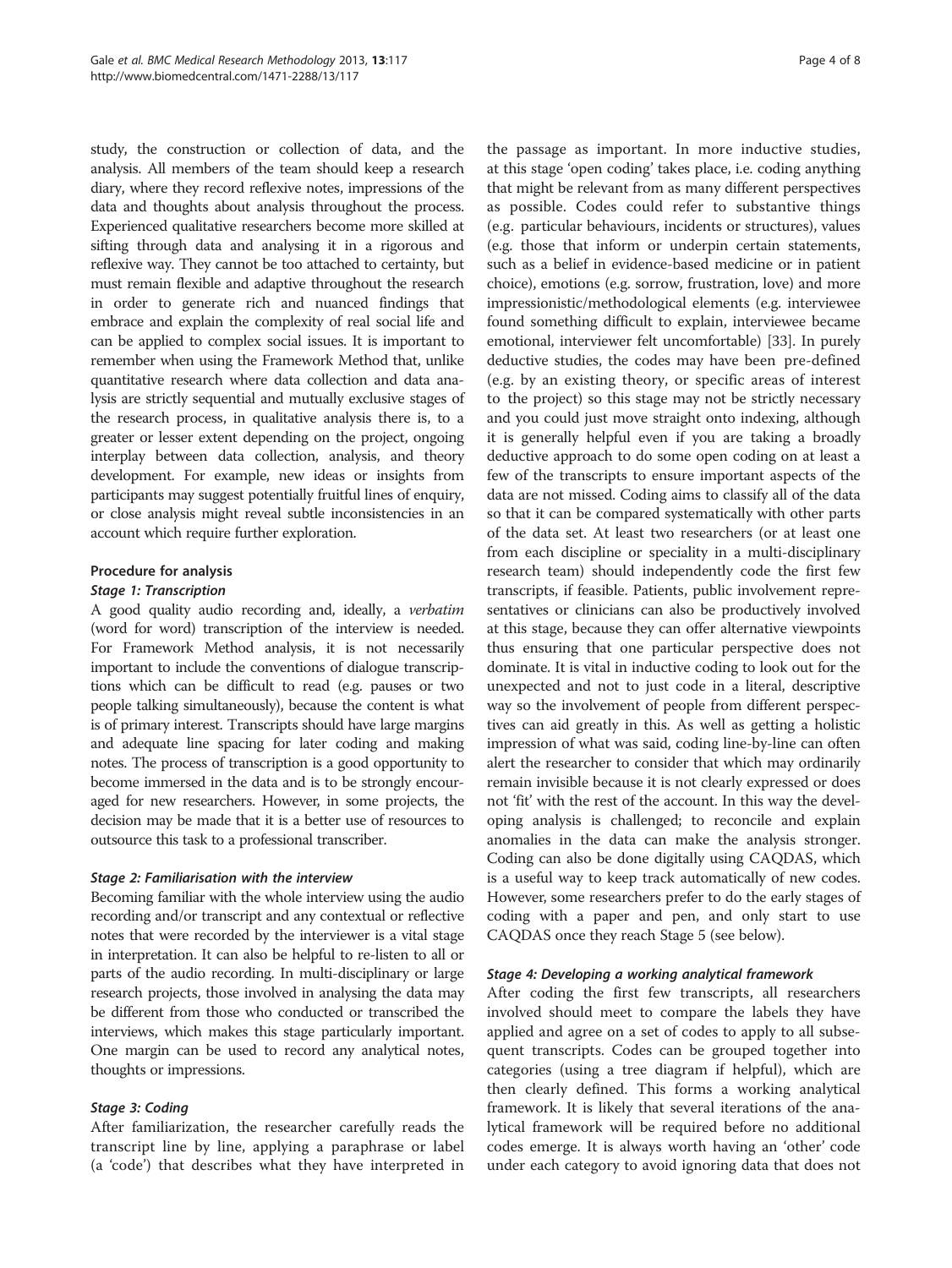study, the construction or collection of data, and the analysis. All members of the team should keep a research diary, where they record reflexive notes, impressions of the data and thoughts about analysis throughout the process. Experienced qualitative researchers become more skilled at sifting through data and analysing it in a rigorous and reflexive way. They cannot be too attached to certainty, but must remain flexible and adaptive throughout the research in order to generate rich and nuanced findings that embrace and explain the complexity of real social life and can be applied to complex social issues. It is important to remember when using the Framework Method that, unlike quantitative research where data collection and data analysis are strictly sequential and mutually exclusive stages of the research process, in qualitative analysis there is, to a greater or lesser extent depending on the project, ongoing interplay between data collection, analysis, and theory development. For example, new ideas or insights from participants may suggest potentially fruitful lines of enquiry, or close analysis might reveal subtle inconsistencies in an account which require further exploration.

## Procedure for analysis

### *Stage 1: Transcription*

A good quality audio recording and, ideally, a *verbatim* (word for word) transcription of the interview is needed. For Framework Method analysis, it is not necessarily important to include the conventions of dialogue transcriptions which can be difficult to read (e.g. pauses or two people talking simultaneously), because the content is what is of primary interest. Transcripts should have large margins and adequate line spacing for later coding and making notes. The process of transcription is a good opportunity to become immersed in the data and is to be strongly encouraged for new researchers. However, in some projects, the decision may be made that it is a better use of resources to outsource this task to a professional transcriber.

### *Stage 2: Familiarisation with the interview*

Becoming familiar with the whole interview using the audio recording and/or transcript and any contextual or reflective notes that were recorded by the interviewer is a vital stage in interpretation. It can also be helpful to re-listen to all or parts of the audio recording. In multi-disciplinary or large research projects, those involved in analysing the data may be different from those who conducted or transcribed the interviews, which makes this stage particularly important. One margin can be used to record any analytical notes, thoughts or impressions.

### *Stage 3: Coding*

After familiarization, the researcher carefully reads the transcript line by line, applying a paraphrase or label (a 'code') that describes what they have interpreted in the passage as important. In more inductive studies, at this stage 'open coding' takes place, i.e. coding anything that might be relevant from as many different perspectives as possible. Codes could refer to substantive things (e.g. particular behaviours, incidents or structures), values (e.g. those that inform or underpin certain statements, such as a belief in evidence-based medicine or in patient choice), emotions (e.g. sorrow, frustration, love) and more impressionistic/methodological elements (e.g. interviewee found something difficult to explain, interviewee became emotional, interviewer felt uncomfortable) [33]. In purely deductive studies, the codes may have been pre-defined (e.g. by an existing theory, or specific areas of interest to the project) so this stage may not be strictly necessary and you could just move straight onto indexing, although it is generally helpful even if you are taking a broadly deductive approach to do some open coding on at least a few of the transcripts to ensure important aspects of the data are not missed. Coding aims to classify all of the data so that it can be compared systematically with other parts of the data set. At least two researchers (or at least one from each discipline or speciality in a multi-disciplinary research team) should independently code the first few transcripts, if feasible. Patients, public involvement representatives or clinicians can also be productively involved at this stage, because they can offer alternative viewpoints thus ensuring that one particular perspective does not dominate. It is vital in inductive coding to look out for the unexpected and not to just code in a literal, descriptive way so the involvement of people from different perspectives can aid greatly in this. As well as getting a holistic impression of what was said, coding line-by-line can often alert the researcher to consider that which may ordinarily remain invisible because it is not clearly expressed or does not 'fit' with the rest of the account. In this way the developing analysis is challenged; to reconcile and explain anomalies in the data can make the analysis stronger. Coding can also be done digitally using CAQDAS, which is a useful way to keep track automatically of new codes. However, some researchers prefer to do the early stages of coding with a paper and pen, and only start to use CAQDAS once they reach Stage 5 (see below).

### *Stage 4: Developing a working analytical framework*

After coding the first few transcripts, all researchers involved should meet to compare the labels they have applied and agree on a set of codes to apply to all subsequent transcripts. Codes can be grouped together into categories (using a tree diagram if helpful), which are then clearly defined. This forms a working analytical framework. It is likely that several iterations of the analytical framework will be required before no additional codes emerge. It is always worth having an 'other' code under each category to avoid ignoring data that does not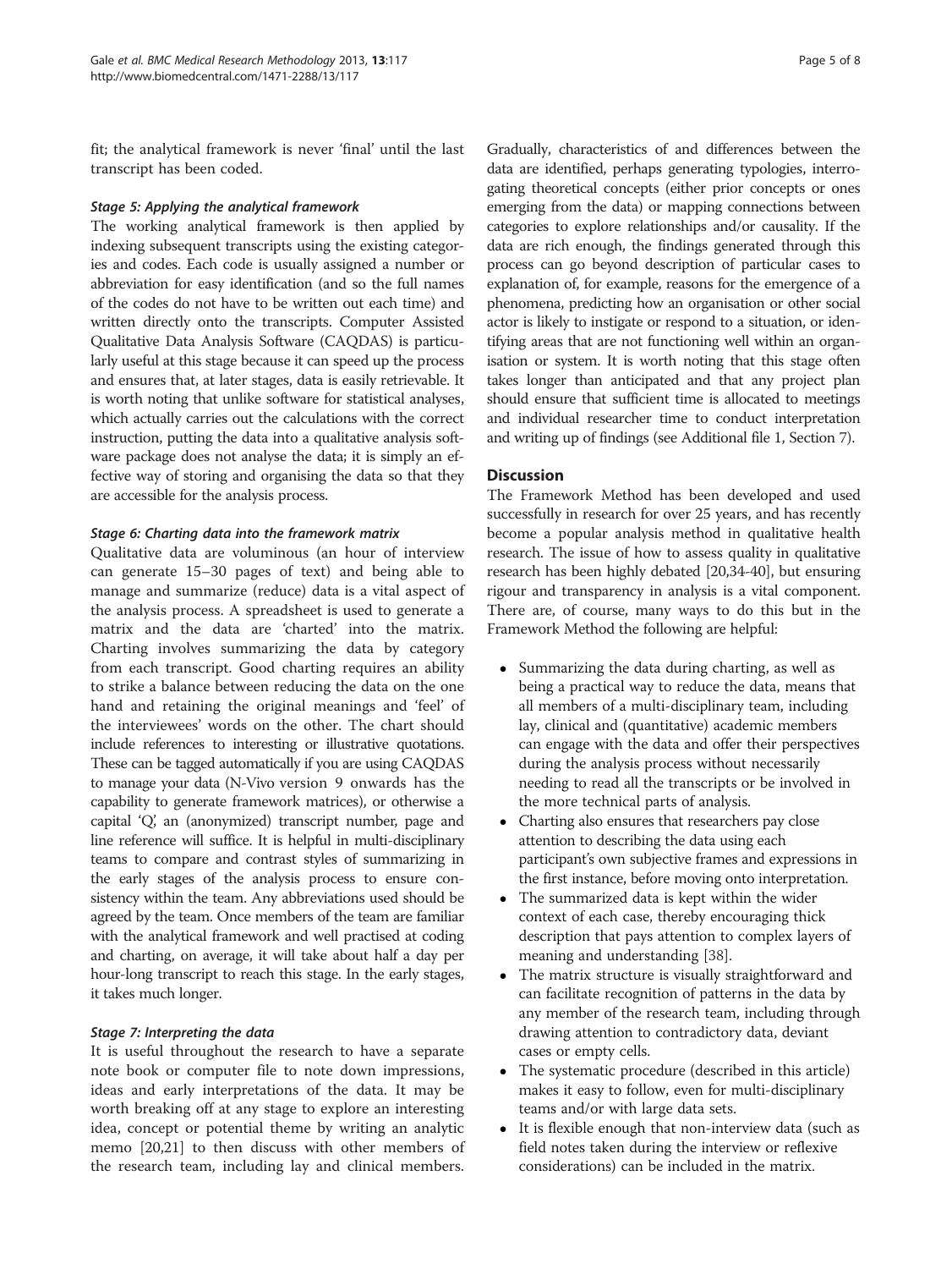fit; the analytical framework is never 'final' until the last transcript has been coded.

#### *Stage 5: Applying the analytical framework*

The working analytical framework is then applied by indexing subsequent transcripts using the existing categories and codes. Each code is usually assigned a number or abbreviation for easy identification (and so the full names of the codes do not have to be written out each time) and written directly onto the transcripts. Computer Assisted Qualitative Data Analysis Software (CAQDAS) is particularly useful at this stage because it can speed up the process and ensures that, at later stages, data is easily retrievable. It is worth noting that unlike software for statistical analyses, which actually carries out the calculations with the correct instruction, putting the data into a qualitative analysis software package does not analyse the data; it is simply an effective way of storing and organising the data so that they are accessible for the analysis process.

#### *Stage 6: Charting data into the framework matrix*

Qualitative data are voluminous (an hour of interview can generate 15–30 pages of text) and being able to manage and summarize (reduce) data is a vital aspect of the analysis process. A spreadsheet is used to generate a matrix and the data are 'charted' into the matrix. Charting involves summarizing the data by category from each transcript. Good charting requires an ability to strike a balance between reducing the data on the one hand and retaining the original meanings and 'feel' of the interviewees' words on the other. The chart should include references to interesting or illustrative quotations. These can be tagged automatically if you are using CAQDAS to manage your data (N-Vivo version 9 onwards has the capability to generate framework matrices), or otherwise a capital 'Q', an (anonymized) transcript number, page and line reference will suffice. It is helpful in multi-disciplinary teams to compare and contrast styles of summarizing in the early stages of the analysis process to ensure consistency within the team. Any abbreviations used should be agreed by the team. Once members of the team are familiar with the analytical framework and well practised at coding and charting, on average, it will take about half a day per hour-long transcript to reach this stage. In the early stages, it takes much longer.

#### *Stage 7: Interpreting the data*

It is useful throughout the research to have a separate note book or computer file to note down impressions, ideas and early interpretations of the data. It may be worth breaking off at any stage to explore an interesting idea, concept or potential theme by writing an analytic memo [20,21] to then discuss with other members of the research team, including lay and clinical members. Gradually, characteristics of and differences between the data are identified, perhaps generating typologies, interrogating theoretical concepts (either prior concepts or ones emerging from the data) or mapping connections between categories to explore relationships and/or causality. If the data are rich enough, the findings generated through this process can go beyond description of particular cases to explanation of, for example, reasons for the emergence of a phenomena, predicting how an organisation or other social actor is likely to instigate or respond to a situation, or identifying areas that are not functioning well within an organisation or system. It is worth noting that this stage often takes longer than anticipated and that any project plan should ensure that sufficient time is allocated to meetings and individual researcher time to conduct interpretation and writing up of findings (see Additional file 1, Section 7).

## Discussion

The Framework Method has been developed and used successfully in research for over 25 years, and has recently become a popular analysis method in qualitative health research. The issue of how to assess quality in qualitative research has been highly debated [20,34-40], but ensuring rigour and transparency in analysis is a vital component. There are, of course, many ways to do this but in the Framework Method the following are helpful:

- Summarizing the data during charting, as well as being a practical way to reduce the data, means that all members of a multi-disciplinary team, including lay, clinical and (quantitative) academic members can engage with the data and offer their perspectives during the analysis process without necessarily needing to read all the transcripts or be involved in the more technical parts of analysis.
- Charting also ensures that researchers pay close attention to describing the data using each participant's own subjective frames and expressions in the first instance, before moving onto interpretation.
- The summarized data is kept within the wider context of each case, thereby encouraging thick description that pays attention to complex layers of meaning and understanding [38].
- The matrix structure is visually straightforward and can facilitate recognition of patterns in the data by any member of the research team, including through drawing attention to contradictory data, deviant cases or empty cells.
- The systematic procedure (described in this article) makes it easy to follow, even for multi-disciplinary teams and/or with large data sets.
- It is flexible enough that non-interview data (such as field notes taken during the interview or reflexive considerations) can be included in the matrix.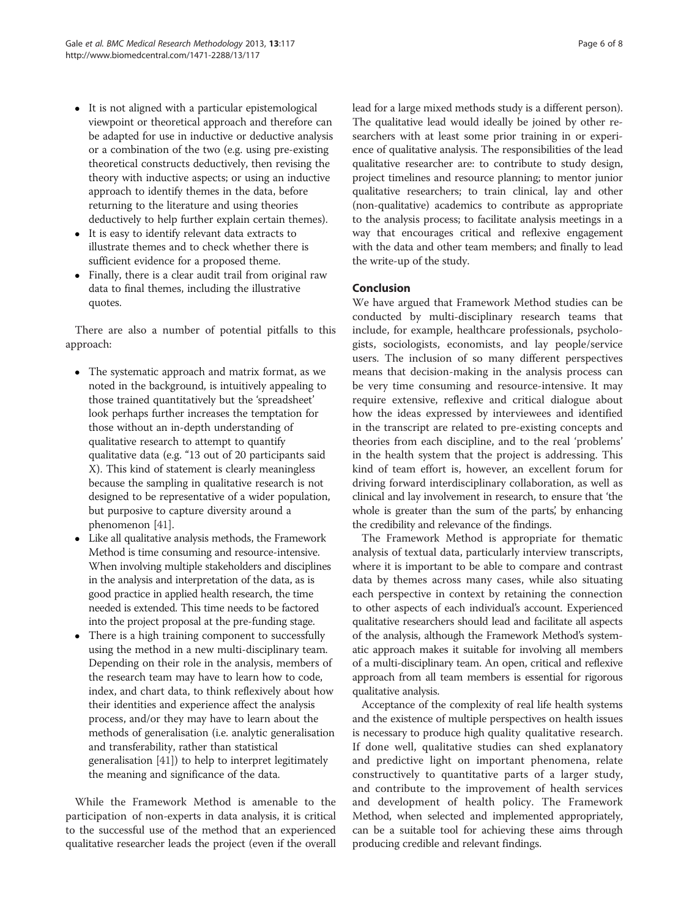- It is not aligned with a particular epistemological viewpoint or theoretical approach and therefore can be adapted for use in inductive or deductive analysis or a combination of the two (e.g. using pre-existing theoretical constructs deductively, then revising the theory with inductive aspects; or using an inductive approach to identify themes in the data, before returning to the literature and using theories deductively to help further explain certain themes).
- It is easy to identify relevant data extracts to illustrate themes and to check whether there is sufficient evidence for a proposed theme.
- Finally, there is a clear audit trail from original raw data to final themes, including the illustrative quotes.

There are also a number of potential pitfalls to this approach:

- The systematic approach and matrix format, as we noted in the background, is intuitively appealing to those trained quantitatively but the 'spreadsheet' look perhaps further increases the temptation for those without an in-depth understanding of qualitative research to attempt to quantify qualitative data (e.g. "13 out of 20 participants said X). This kind of statement is clearly meaningless because the sampling in qualitative research is not designed to be representative of a wider population, but purposive to capture diversity around a phenomenon [41].
- Like all qualitative analysis methods, the Framework Method is time consuming and resource-intensive. When involving multiple stakeholders and disciplines in the analysis and interpretation of the data, as is good practice in applied health research, the time needed is extended. This time needs to be factored into the project proposal at the pre-funding stage.
- There is a high training component to successfully using the method in a new multi-disciplinary team. Depending on their role in the analysis, members of the research team may have to learn how to code, index, and chart data, to think reflexively about how their identities and experience affect the analysis process, and/or they may have to learn about the methods of generalisation (i.e. analytic generalisation and transferability, rather than statistical generalisation [41]) to help to interpret legitimately the meaning and significance of the data.

While the Framework Method is amenable to the participation of non-experts in data analysis, it is critical to the successful use of the method that an experienced qualitative researcher leads the project (even if the overall lead for a large mixed methods study is a different person). The qualitative lead would ideally be joined by other researchers with at least some prior training in or experience of qualitative analysis. The responsibilities of the lead qualitative researcher are: to contribute to study design, project timelines and resource planning; to mentor junior qualitative researchers; to train clinical, lay and other (non-qualitative) academics to contribute as appropriate to the analysis process; to facilitate analysis meetings in a way that encourages critical and reflexive engagement with the data and other team members; and finally to lead the write-up of the study.

## Conclusion

We have argued that Framework Method studies can be conducted by multi-disciplinary research teams that include, for example, healthcare professionals, psychologists, sociologists, economists, and lay people/service users. The inclusion of so many different perspectives means that decision-making in the analysis process can be very time consuming and resource-intensive. It may require extensive, reflexive and critical dialogue about how the ideas expressed by interviewees and identified in the transcript are related to pre-existing concepts and theories from each discipline, and to the real 'problems' in the health system that the project is addressing. This kind of team effort is, however, an excellent forum for driving forward interdisciplinary collaboration, as well as clinical and lay involvement in research, to ensure that 'the whole is greater than the sum of the parts', by enhancing the credibility and relevance of the findings.

The Framework Method is appropriate for thematic analysis of textual data, particularly interview transcripts, where it is important to be able to compare and contrast data by themes across many cases, while also situating each perspective in context by retaining the connection to other aspects of each individual's account. Experienced qualitative researchers should lead and facilitate all aspects of the analysis, although the Framework Method's systematic approach makes it suitable for involving all members of a multi-disciplinary team. An open, critical and reflexive approach from all team members is essential for rigorous qualitative analysis.

Acceptance of the complexity of real life health systems and the existence of multiple perspectives on health issues is necessary to produce high quality qualitative research. If done well, qualitative studies can shed explanatory and predictive light on important phenomena, relate constructively to quantitative parts of a larger study, and contribute to the improvement of health services and development of health policy. The Framework Method, when selected and implemented appropriately, can be a suitable tool for achieving these aims through producing credible and relevant findings.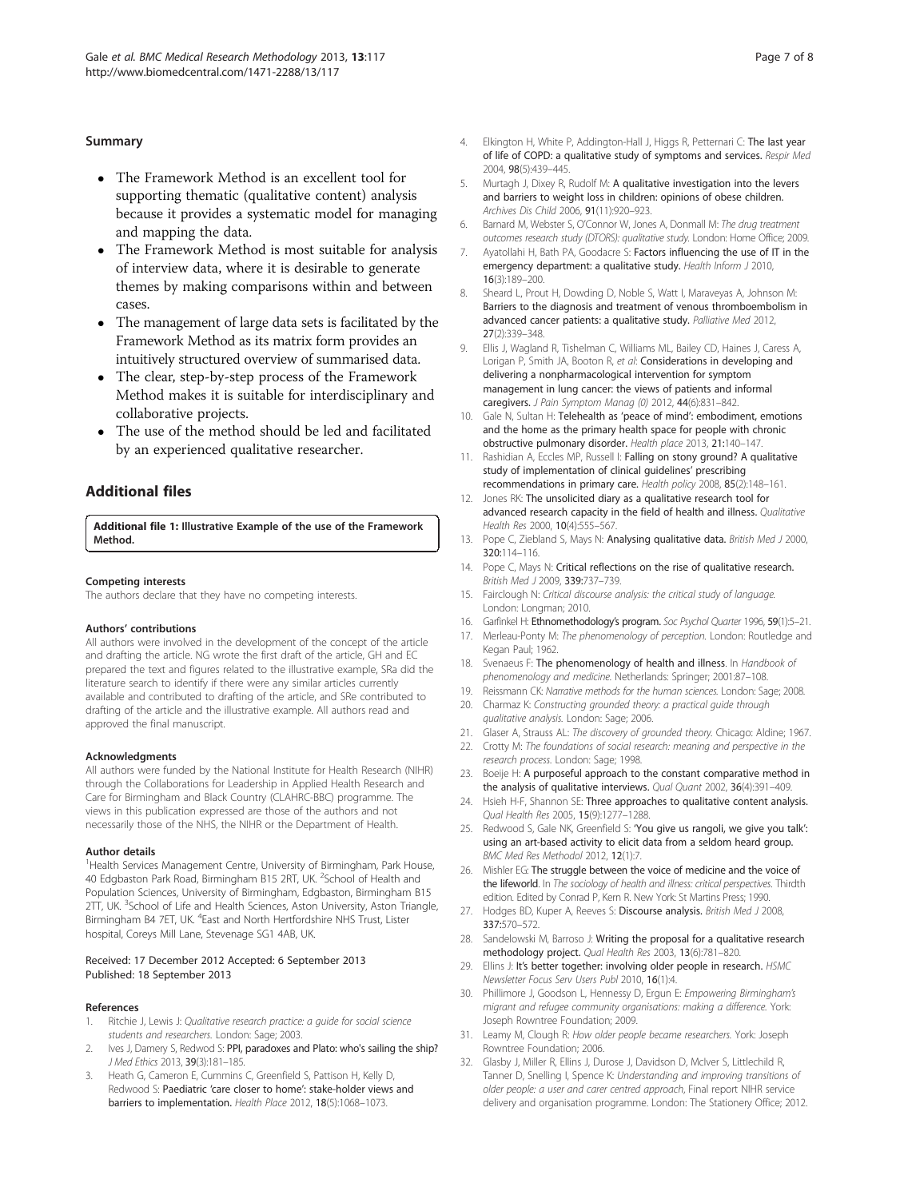## Summary

- The Framework Method is an excellent tool for supporting thematic (qualitative content) analysis because it provides a systematic model for managing and mapping the data.
- The Framework Method is most suitable for analysis of interview data, where it is desirable to generate themes by making comparisons within and between cases.
- The management of large data sets is facilitated by the Framework Method as its matrix form provides an intuitively structured overview of summarised data.
- The clear, step-by-step process of the Framework Method makes it is suitable for interdisciplinary and collaborative projects.
- The use of the method should be led and facilitated by an experienced qualitative researcher.

## Additional files

**Additional file 1: Illustrative Example of the use of the Framework Method.**

#### Competing interests

The authors declare that they have no competing interests.

#### Authors' contributions

All authors were involved in the development of the concept of the article and drafting the article. NG wrote the first draft of the article, GH and EC prepared the text and figures related to the illustrative example, SRa did the literature search to identify if there were any similar articles currently available and contributed to drafting of the article, and SRe contributed to drafting of the article and the illustrative example. All authors read and approved the final manuscript.

#### Acknowledgments

All authors were funded by the National Institute for Health Research (NIHR) through the Collaborations for Leadership in Applied Health Research and Care for Birmingham and Black Country (CLAHRC-BBC) programme. The views in this publication expressed are those of the authors and not necessarily those of the NHS, the NIHR or the Department of Health.

#### Author details

[1]Health Services Management Centre, University of Birmingham, Park House, 40 Edgbaston Park Road, Birmingham B15 2RT, UK. [2]School of Health and Population Sciences, University of Birmingham, Edgbaston, Birmingham B15 2TT, UK. [3]School of Life and Health Sciences, Aston University, Aston Triangle, Birmingham B4 7ET, UK. [4]East and North Hertfordshire NHS Trust, Lister hospital, Coreys Mill Lane, Stevenage SG1 4AB, UK.

Received: 17 December 2012 Accepted: 6 September 2013
Published: 18 September 2013

#### References

1. Ritchie J, Lewis J: *Qualitative research practice: a guide for social science students and researchers.* London: Sage; 2003.
2. Ives J, Damery S, Redwod S: **PPI, paradoxes and Plato: who's sailing the ship?** *J Med Ethics* 2013, **39**(3):181–185.
3. Heath G, Cameron E, Cummins C, Greenfield S, Pattison H, Kelly D, Redwood S: **Paediatric 'care closer to home': stake-holder views and barriers to implementation.** *Health Place* 2012, **18**(5):1068–1073.
4. Elkington H, White P, Addington-Hall J, Higgs R, Petternari C: **The last year of life of COPD: a qualitative study of symptoms and services.** *Respir Med* 2004, **98**(5):439–445.
5. Murtagh J, Dixey R, Rudolf M: **A qualitative investigation into the levers and barriers to weight loss in children: opinions of obese children.** *Archives Dis Child* 2006, **91**(11):920–923.
6. Barnard M, Webster S, O'Connor W, Jones A, Donmall M: *The drug treatment outcomes research study (DTORS): qualitative study.* London: Home Office; 2009.
7. Ayatollahi H, Bath PA, Goodacre S: **Factors influencing the use of IT in the emergency department: a qualitative study.** *Health Inform J* 2010, **16**(3):189–200.
8. Sheard L, Prout H, Dowding D, Noble S, Watt I, Maraveyas A, Johnson M: **Barriers to the diagnosis and treatment of venous thromboembolism in advanced cancer patients: a qualitative study.** *Palliative Med* 2012, **27**(2):339–348.
9. Ellis J, Wagland R, Tishelman C, Williams ML, Bailey CD, Haines J, Caress A, Lorigan P, Smith JA, Booton R, *et al*: **Considerations in developing and delivering a nonpharmacological intervention for symptom management in lung cancer: the views of patients and informal caregivers.** *J Pain Symptom Manag (0)* 2012, **44**(6):831–842.
10. Gale N, Sultan H: **Telehealth as 'peace of mind': embodiment, emotions and the home as the primary health space for people with chronic obstructive pulmonary disorder.** *Health place* 2013, **21**:140–147.
11. Rashidian A, Eccles MP, Russell I: **Falling on stony ground? A qualitative study of implementation of clinical guidelines' prescribing recommendations in primary care.** *Health policy* 2008, **85**(2):148–161.
12. Jones RK: **The unsolicited diary as a qualitative research tool for advanced research capacity in the field of health and illness.** *Qualitative Health Res* 2000, **10**(4):555–567.
13. Pope C, Ziebland S, Mays N: **Analysing qualitative data.** *British Med J* 2000, **320**:114–116.
14. Pope C, Mays N: **Critical reflections on the rise of qualitative research.** *British Med J* 2009, **339**:737–739.
15. Fairclough N: *Critical discourse analysis: the critical study of language.* London: Longman; 2010.
16. Garfinkel H: **Ethnomethodology's program.** *Soc Psychol Quarter* 1996, **59**(1):5–21.
17. Merleau-Ponty M: *The phenomenology of perception.* London: Routledge and Kegan Paul; 1962.
18. Svenaeus F: **The phenomenology of health and illness.** In *Handbook of phenomenology and medicine.* Netherlands: Springer; 2001:87–108.
19. Reissmann CK: *Narrative methods for the human sciences.* London: Sage; 2008.
20. Charmaz K: *Constructing grounded theory: a practical guide through qualitative analysis.* London: Sage; 2006.
21. Glaser A, Strauss AL: *The discovery of grounded theory.* Chicago: Aldine; 1967.
22. Crotty M: *The foundations of social research: meaning and perspective in the research process.* London: Sage; 1998.
23. Boeije H: **A purposeful approach to the constant comparative method in the analysis of qualitative interviews.** *Qual Quant* 2002, **36**(4):391–409.
24. Hsieh H-F, Shannon SE: **Three approaches to qualitative content analysis.** *Qual Health Res* 2005, **15**(9):1277–1288.
25. Redwood S, Gale NK, Greenfield S: **'You give us rangoli, we give you talk': using an art-based activity to elicit data from a seldom heard group.** *BMC Med Res Methodol* 2012, **12**(1):7.
26. Mishler EG: **The struggle between the voice of medicine and the voice of the lifeworld.** In *The sociology of health and illness: critical perspectives.* Thirdth edition. Edited by Conrad P, Kern R. New York: St Martins Press; 1990.
27. Hodges BD, Kuper A, Reeves S: **Discourse analysis.** *British Med J* 2008, **337**:570–572.
28. Sandelowski M, Barroso J: **Writing the proposal for a qualitative research methodology project.** *Qual Health Res* 2003, **13**(6):781–820.
29. Ellins J: **It's better together: involving older people in research.** *HSMC Newsletter Focus Serv Users Publ* 2010, **16**(1):4.
30. Phillimore J, Goodson L, Hennessy D, Ergun E: *Empowering Birmingham's migrant and refugee community organisations: making a difference.* York: Joseph Rowntree Foundation; 2009.
31. Leamy M, Clough R: *How older people became researchers.* York: Joseph Rowntree Foundation; 2006.
32. Glasby J, Miller R, Ellins J, Durose J, Davidson D, McIver S, Littlechild R, Tanner D, Snelling I, Spence K: *Understanding and improving transitions of older people: a user and carer centred approach*, Final report NIHR service delivery and organisation programme. London: The Stationery Office; 2012.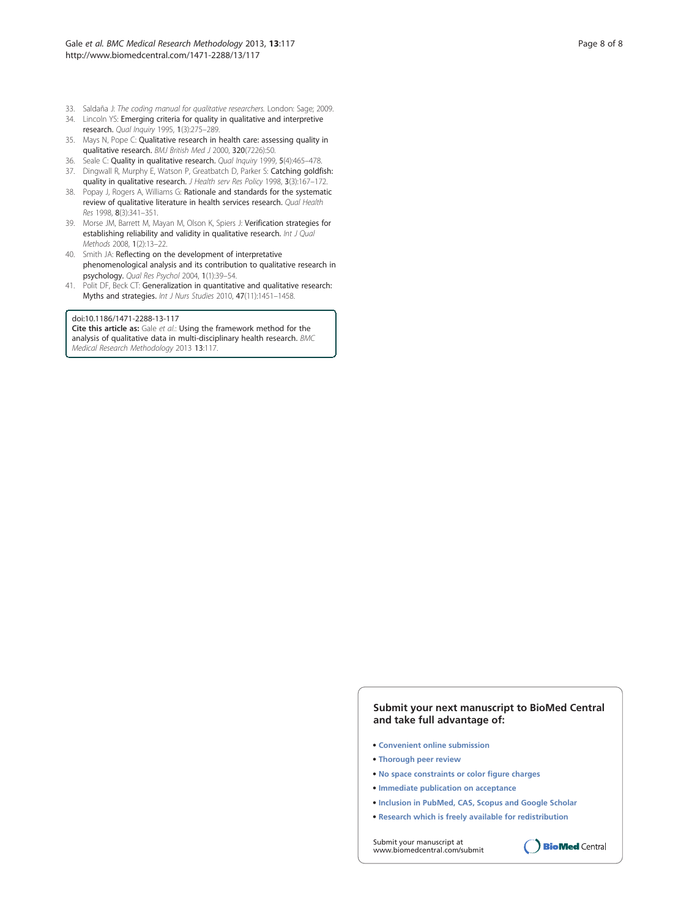33. Saldaña J: *The coding manual for qualitative researchers.* London: Sage; 2009.
34. Lincoln YS: **Emerging criteria for quality in qualitative and interpretive research.** *Qual Inquiry* 1995, **1**(3):275–289.
35. Mays N, Pope C: **Qualitative research in health care: assessing quality in qualitative research.** *BMJ British Med J* 2000, **320**(7226):50.
36. Seale C: **Quality in qualitative research.** *Qual Inquiry* 1999, **5**(4):465–478.
37. Dingwall R, Murphy E, Watson P, Greatbatch D, Parker S: **Catching goldfish: quality in qualitative research.** *J Health serv Res Policy* 1998, **3**(3):167–172.
38. Popay J, Rogers A, Williams G: **Rationale and standards for the systematic review of qualitative literature in health services research.** *Qual Health Res* 1998, **8**(3):341–351.
39. Morse JM, Barrett M, Mayan M, Olson K, Spiers J: **Verification strategies for establishing reliability and validity in qualitative research.** *Int J Qual Methods* 2008, **1**(2):13–22.
40. Smith JA: **Reflecting on the development of interpretative phenomenological analysis and its contribution to qualitative research in psychology.** *Qual Res Psychol* 2004, **1**(1):39–54.
41. Polit DF, Beck CT: **Generalization in quantitative and qualitative research: Myths and strategies.** *Int J Nurs Studies* 2010, **47**(11):1451–1458.

doi:10.1186/1471-2288-13-117
**Cite this article as:** Gale *et al.*: Using the framework method for the analysis of qualitative data in multi-disciplinary health research. *BMC Medical Research Methodology* 2013 **13**:117.

**Submit your next manuscript to BioMed Central and take full advantage of:**

- **Convenient online submission**
- **Thorough peer review**
- **No space constraints or color figure charges**
- **Immediate publication on acceptance**
- **Inclusion in PubMed, CAS, Scopus and Google Scholar**
- **Research which is freely available for redistribution**

Submit your manuscript at
www.biomedcentral.com/submit

BioMed Central